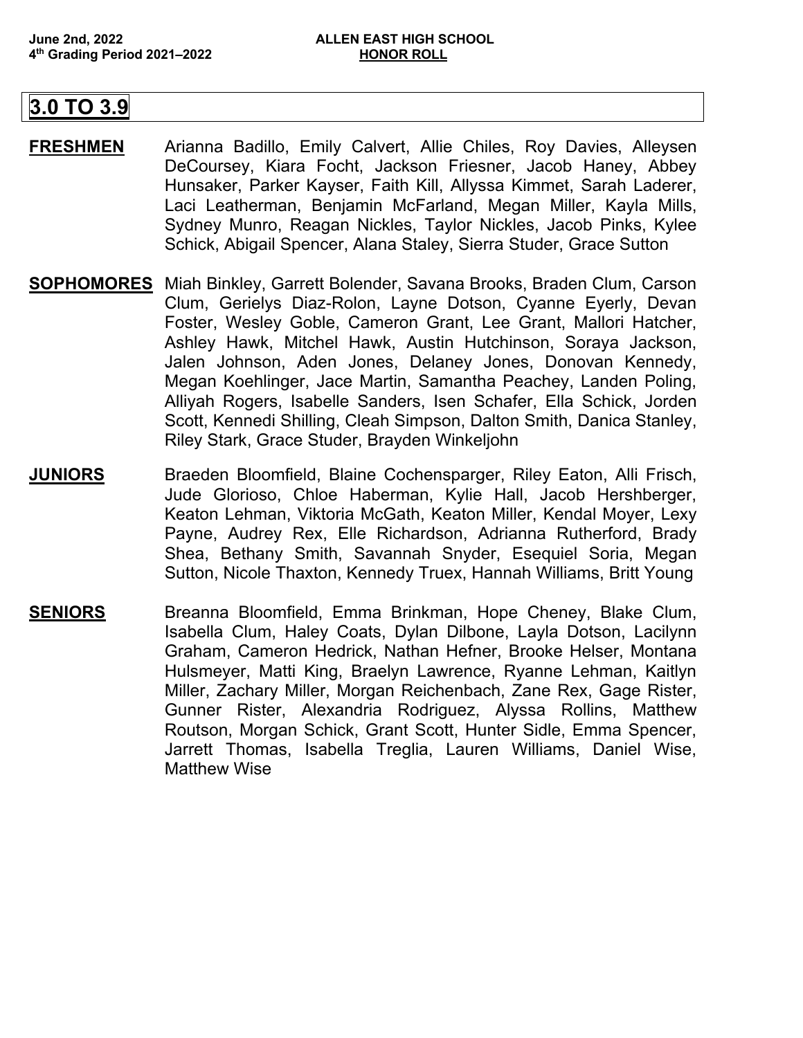June 2nd, 2022
4th Grading Period 2021–2022

**ALLEN EAST HIGH SCHOOL**
**HONOR ROLL**

## 3.0 TO 3.9

**FRESHMEN** Arianna Badillo, Emily Calvert, Allie Chiles, Roy Davies, Alleysen DeCoursey, Kiara Focht, Jackson Friesner, Jacob Haney, Abbey Hunsaker, Parker Kayser, Faith Kill, Allyssa Kimmet, Sarah Laderer, Laci Leatherman, Benjamin McFarland, Megan Miller, Kayla Mills, Sydney Munro, Reagan Nickles, Taylor Nickles, Jacob Pinks, Kylee Schick, Abigail Spencer, Alana Staley, Sierra Studer, Grace Sutton

**SOPHOMORES** Miah Binkley, Garrett Bolender, Savana Brooks, Braden Clum, Carson Clum, Gerielys Diaz-Rolon, Layne Dotson, Cyanne Eyerly, Devan Foster, Wesley Goble, Cameron Grant, Lee Grant, Mallori Hatcher, Ashley Hawk, Mitchel Hawk, Austin Hutchinson, Soraya Jackson, Jalen Johnson, Aden Jones, Delaney Jones, Donovan Kennedy, Megan Koehlinger, Jace Martin, Samantha Peachey, Landen Poling, Alliyah Rogers, Isabelle Sanders, Isen Schafer, Ella Schick, Jorden Scott, Kennedi Shilling, Cleah Simpson, Dalton Smith, Danica Stanley, Riley Stark, Grace Studer, Brayden Winkeljohn

**JUNIORS** Braeden Bloomfield, Blaine Cochensparger, Riley Eaton, Alli Frisch, Jude Glorioso, Chloe Haberman, Kylie Hall, Jacob Hershberger, Keaton Lehman, Viktoria McGath, Keaton Miller, Kendal Moyer, Lexy Payne, Audrey Rex, Elle Richardson, Adrianna Rutherford, Brady Shea, Bethany Smith, Savannah Snyder, Esequiel Soria, Megan Sutton, Nicole Thaxton, Kennedy Truex, Hannah Williams, Britt Young

**SENIORS** Breanna Bloomfield, Emma Brinkman, Hope Cheney, Blake Clum, Isabella Clum, Haley Coats, Dylan Dilbone, Layla Dotson, Lacilynn Graham, Cameron Hedrick, Nathan Hefner, Brooke Helser, Montana Hulsmeyer, Matti King, Braelyn Lawrence, Ryanne Lehman, Kaitlyn Miller, Zachary Miller, Morgan Reichenbach, Zane Rex, Gage Rister, Gunner Rister, Alexandria Rodriguez, Alyssa Rollins, Matthew Routson, Morgan Schick, Grant Scott, Hunter Sidle, Emma Spencer, Jarrett Thomas, Isabella Treglia, Lauren Williams, Daniel Wise, Matthew Wise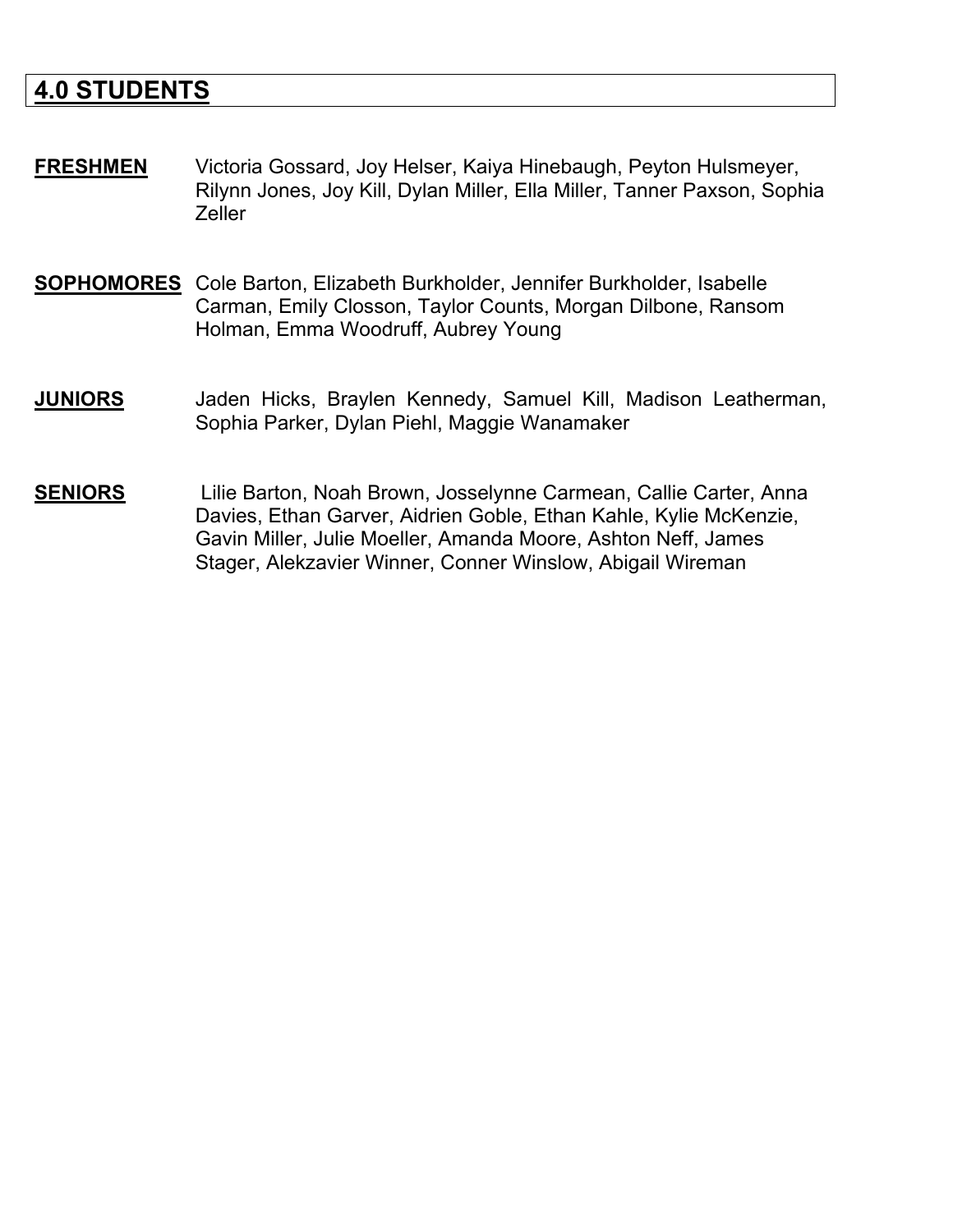## 4.0 STUDENTS

**FRESHMEN** Victoria Gossard, Joy Helser, Kaiya Hinebaugh, Peyton Hulsmeyer, Rilynn Jones, Joy Kill, Dylan Miller, Ella Miller, Tanner Paxson, Sophia Zeller

**SOPHOMORES** Cole Barton, Elizabeth Burkholder, Jennifer Burkholder, Isabelle Carman, Emily Closson, Taylor Counts, Morgan Dilbone, Ransom Holman, Emma Woodruff, Aubrey Young

**JUNIORS** Jaden Hicks, Braylen Kennedy, Samuel Kill, Madison Leatherman, Sophia Parker, Dylan Piehl, Maggie Wanamaker

**SENIORS** Lilie Barton, Noah Brown, Josselynne Carmean, Callie Carter, Anna Davies, Ethan Garver, Aidrien Goble, Ethan Kahle, Kylie McKenzie, Gavin Miller, Julie Moeller, Amanda Moore, Ashton Neff, James Stager, Alekzavier Winner, Conner Winslow, Abigail Wireman